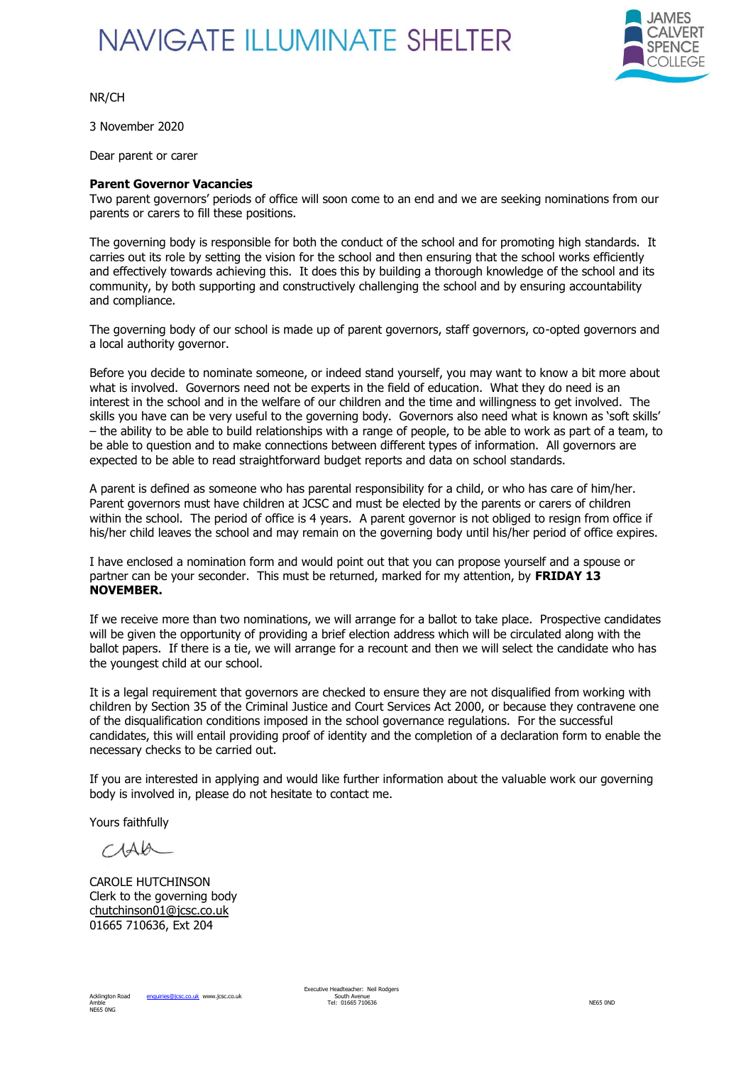# NAVIGATE ILLUMINATE SHELTER

JAMES CALVERT SPENCE COLLEGE

NR/CH

3 November 2020

Dear parent or carer

**Parent Governor Vacancies**

Two parent governors' periods of office will soon come to an end and we are seeking nominations from our parents or carers to fill these positions.

The governing body is responsible for both the conduct of the school and for promoting high standards. It carries out its role by setting the vision for the school and then ensuring that the school works efficiently and effectively towards achieving this. It does this by building a thorough knowledge of the school and its community, by both supporting and constructively challenging the school and by ensuring accountability and compliance.

The governing body of our school is made up of parent governors, staff governors, co-opted governors and a local authority governor.

Before you decide to nominate someone, or indeed stand yourself, you may want to know a bit more about what is involved. Governors need not be experts in the field of education. What they do need is an interest in the school and in the welfare of our children and the time and willingness to get involved. The skills you have can be very useful to the governing body. Governors also need what is known as 'soft skills' – the ability to be able to build relationships with a range of people, to be able to work as part of a team, to be able to question and to make connections between different types of information. All governors are expected to be able to read straightforward budget reports and data on school standards.

A parent is defined as someone who has parental responsibility for a child, or who has care of him/her. Parent governors must have children at JCSC and must be elected by the parents or carers of children within the school. The period of office is 4 years. A parent governor is not obliged to resign from office if his/her child leaves the school and may remain on the governing body until his/her period of office expires.

I have enclosed a nomination form and would point out that you can propose yourself and a spouse or partner can be your seconder. This must be returned, marked for my attention, by **FRIDAY 13 NOVEMBER.**

If we receive more than two nominations, we will arrange for a ballot to take place. Prospective candidates will be given the opportunity of providing a brief election address which will be circulated along with the ballot papers. If there is a tie, we will arrange for a recount and then we will select the candidate who has the youngest child at our school.

It is a legal requirement that governors are checked to ensure they are not disqualified from working with children by Section 35 of the Criminal Justice and Court Services Act 2000, or because they contravene one of the disqualification conditions imposed in the school governance regulations. For the successful candidates, this will entail providing proof of identity and the completion of a declaration form to enable the necessary checks to be carried out.

If you are interested in applying and would like further information about the valuable work our governing body is involved in, please do not hesitate to contact me.

Yours faithfully

CAROLE HUTCHINSON
Clerk to the governing body
chutchinson01@jcsc.co.uk
01665 710636, Ext 204

Acklington Road
Amble
NE65 0NG

enquiries@jcsc.co.uk www.jcsc.co.uk

Executive Headteacher: Neil Rodgers
South Avenue
Tel: 01665 710636

NE65 0ND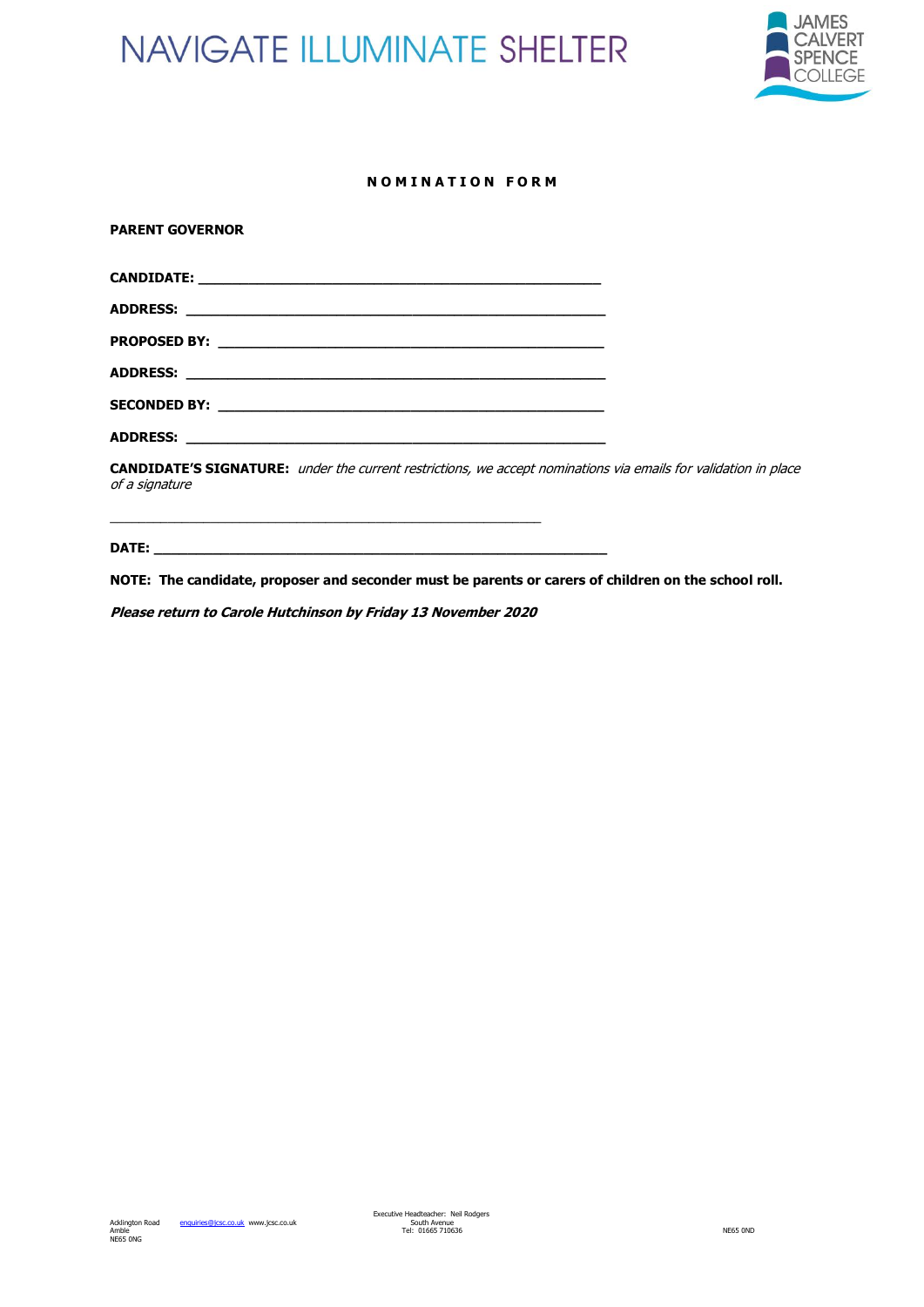NAVIGATE ILLUMINATE SHELTER

JAMES CALVERT SPENCE COLLEGE

**N O M I N A T I O N   F O R M**

**PARENT GOVERNOR**

**CANDIDATE:** ___________________________________________________

**ADDRESS:** _____________________________________________________

**PROPOSED BY:** _________________________________________________

**ADDRESS:** _____________________________________________________

**SECONDED BY:** _________________________________________________

**ADDRESS:** _____________________________________________________

**CANDIDATE'S SIGNATURE:** *under the current restrictions, we accept nominations via emails for validation in place of a signature*

_____________________________________________________

**DATE:** _______________________________________________________

**NOTE: The candidate, proposer and seconder must be parents or carers of children on the school roll.**

***Please return to Carole Hutchinson by Friday 13 November 2020***

Acklington Road
Amble
NE65 0NG

enquiries@jcsc.co.uk www.jcsc.co.uk

Executive Headteacher: Neil Rodgers
South Avenue
Tel: 01665 710636

NE65 0ND